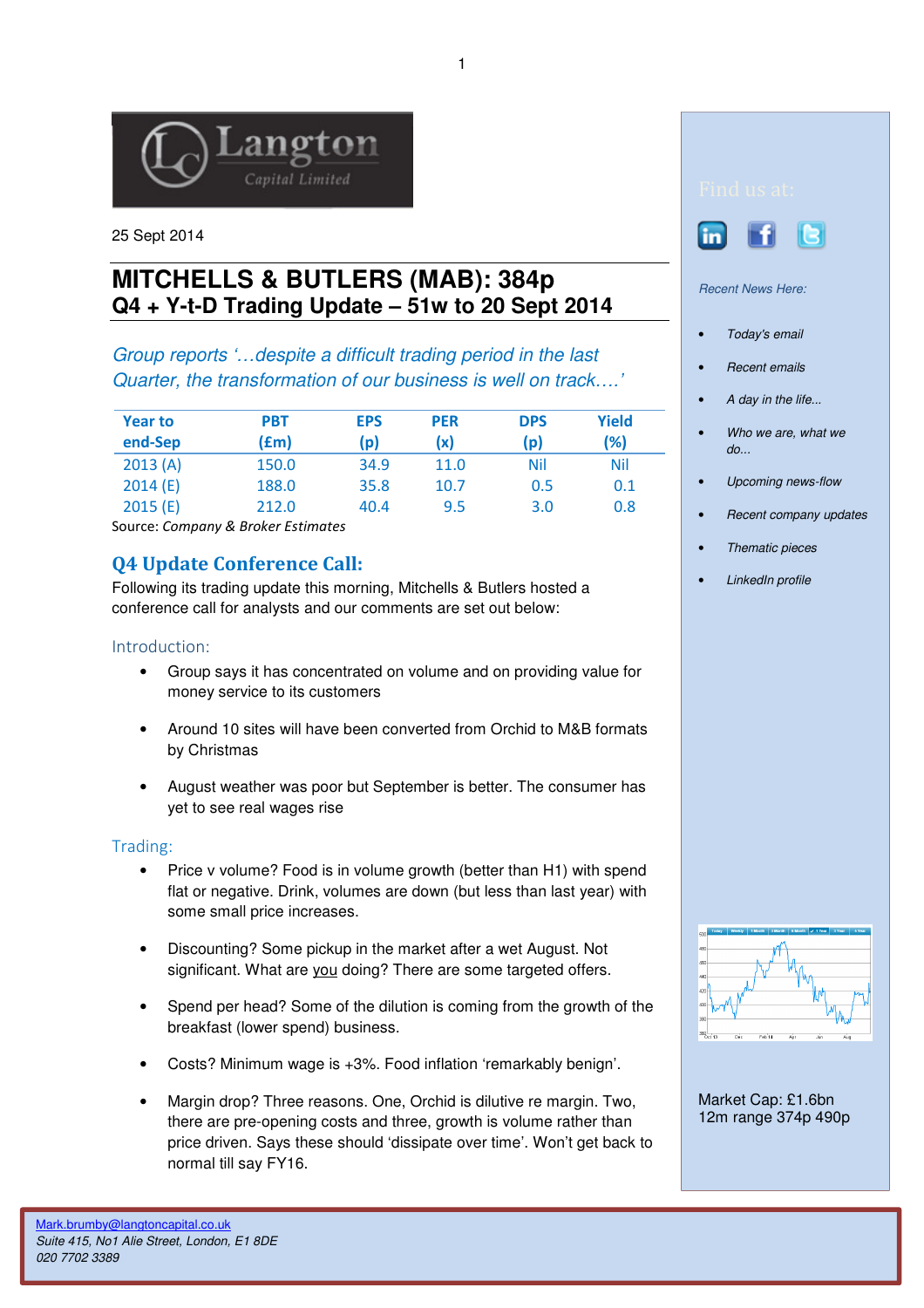Langton Capital Limited

25 Sept 2014

# MITCHELLS & BUTLERS (MAB): 384p
## Q4 + Y-t-D Trading Update – 51w to 20 Sept 2014

*Group reports '…despite a difficult trading period in the last Quarter, the transformation of our business is well on track….'*

| Year to end-Sep | PBT (£m) | EPS (p) | PER (x) | DPS (p) | Yield (%) |
|---|---|---|---|---|---|
| 2013 (A) | 150.0 | 34.9 | 11.0 | Nil | Nil |
| 2014 (E) | 188.0 | 35.8 | 10.7 | 0.5 | 0.1 |
| 2015 (E) | 212.0 | 40.4 | 9.5 | 3.0 | 0.8 |

Source: *Company & Broker Estimates*

## Q4 Update Conference Call:

Following its trading update this morning, Mitchells & Butlers hosted a conference call for analysts and our comments are set out below:

### Introduction:

- Group says it has concentrated on volume and on providing value for money service to its customers
- Around 10 sites will have been converted from Orchid to M&B formats by Christmas
- August weather was poor but September is better. The consumer has yet to see real wages rise

### Trading:

- Price v volume? Food is in volume growth (better than H1) with spend flat or negative. Drink, volumes are down (but less than last year) with some small price increases.
- Discounting? Some pickup in the market after a wet August. Not significant. What are you doing? There are some targeted offers.
- Spend per head? Some of the dilution is coming from the growth of the breakfast (lower spend) business.
- Costs? Minimum wage is +3%. Food inflation 'remarkably benign'.
- Margin drop? Three reasons. One, Orchid is dilutive re margin. Two, there are pre-opening costs and three, growth is volume rather than price driven. Says these should 'dissipate over time'. Won't get back to normal till say FY16.

Find us at:

*Recent News Here:*

- *Today's email*
- *Recent emails*
- *A day in the life...*
- *Who we are, what we do...*
- *Upcoming news-flow*
- *Recent company updates*
- *Thematic pieces*
- *LinkedIn profile*

Market Cap: £1.6bn
12m range 374p 490p

Mark.brumby@langtoncapital.co.uk
*Suite 415, No1 Alie Street, London, E1 8DE*
*020 7702 3389*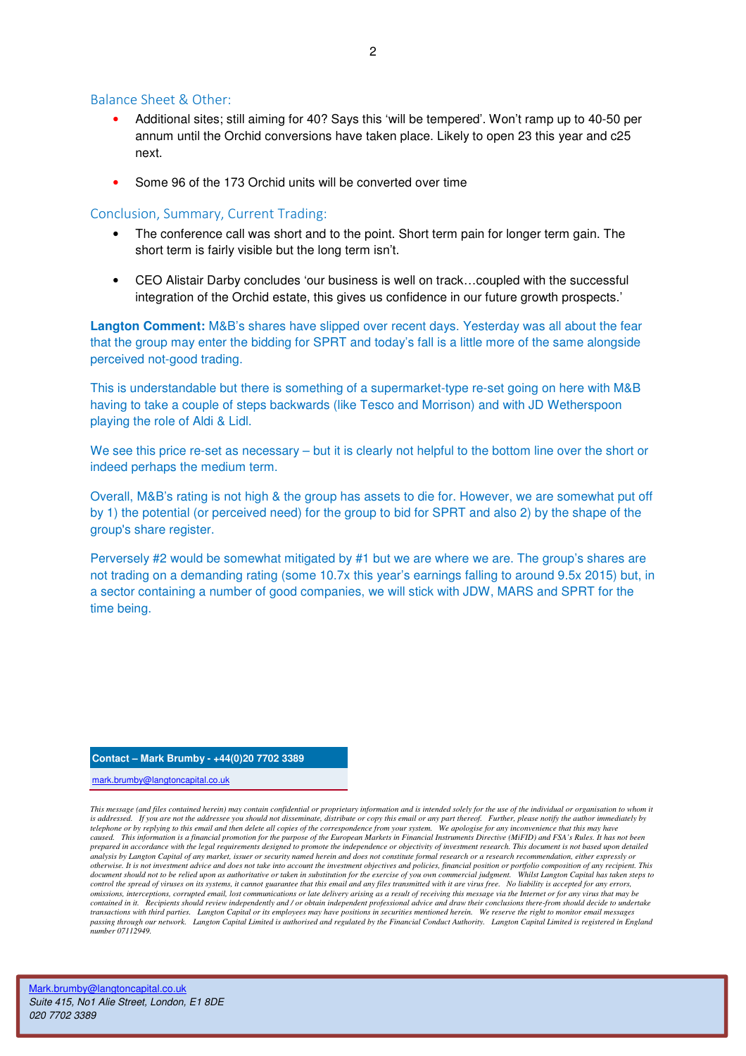## Balance Sheet & Other:

- Additional sites; still aiming for 40? Says this 'will be tempered'. Won't ramp up to 40-50 per annum until the Orchid conversions have taken place. Likely to open 23 this year and c25 next.
- Some 96 of the 173 Orchid units will be converted over time

## Conclusion, Summary, Current Trading:

- The conference call was short and to the point. Short term pain for longer term gain. The short term is fairly visible but the long term isn't.
- CEO Alistair Darby concludes 'our business is well on track…coupled with the successful integration of the Orchid estate, this gives us confidence in our future growth prospects.'

**Langton Comment:** M&B's shares have slipped over recent days. Yesterday was all about the fear that the group may enter the bidding for SPRT and today's fall is a little more of the same alongside perceived not-good trading.

This is understandable but there is something of a supermarket-type re-set going on here with M&B having to take a couple of steps backwards (like Tesco and Morrison) and with JD Wetherspoon playing the role of Aldi & Lidl.

We see this price re-set as necessary – but it is clearly not helpful to the bottom line over the short or indeed perhaps the medium term.

Overall, M&B's rating is not high & the group has assets to die for. However, we are somewhat put off by 1) the potential (or perceived need) for the group to bid for SPRT and also 2) by the shape of the group's share register.

Perversely #2 would be somewhat mitigated by #1 but we are where we are. The group's shares are not trading on a demanding rating (some 10.7x this year's earnings falling to around 9.5x 2015) but, in a sector containing a number of good companies, we will stick with JDW, MARS and SPRT for the time being.

**Contact – Mark Brumby - +44(0)20 7702 3389**

mark.brumby@langtoncapital.co.uk

*This message (and files contained herein) may contain confidential or proprietary information and is intended solely for the use of the individual or organisation to whom it is addressed. If you are not the addressee you should not disseminate, distribute or copy this email or any part thereof. Further, please notify the author immediately by telephone or by replying to this email and then delete all copies of the correspondence from your system. We apologise for any inconvenience that this may have caused. This information is a financial promotion for the purpose of the European Markets in Financial Instruments Directive (MiFID) and FSA's Rules. It has not been prepared in accordance with the legal requirements designed to promote the independence or objectivity of investment research. This document is not based upon detailed analysis by Langton Capital of any market, issuer or security named herein and does not constitute formal research or a research recommendation, either expressly or otherwise. It is not investment advice and does not take into account the investment objectives and policies, financial position or portfolio composition of any recipient. This document should not to be relied upon as authoritative or taken in substitution for the exercise of you own commercial judgment. Whilst Langton Capital has taken steps to control the spread of viruses on its systems, it cannot guarantee that this email and any files transmitted with it are virus free. No liability is accepted for any errors, omissions, interceptions, corrupted email, lost communications or late delivery arising as a result of receiving this message via the Internet or for any virus that may be contained in it. Recipients should review independently and / or obtain independent professional advice and draw their conclusions there-from should decide to undertake transactions with third parties. Langton Capital or its employees may have positions in securities mentioned herein. We reserve the right to monitor email messages passing through our network. Langton Capital Limited is authorised and regulated by the Financial Conduct Authority. Langton Capital Limited is registered in England number 07112949.*

Mark.brumby@langtoncapital.co.uk
*Suite 415, No1 Alie Street, London, E1 8DE*
*020 7702 3389*